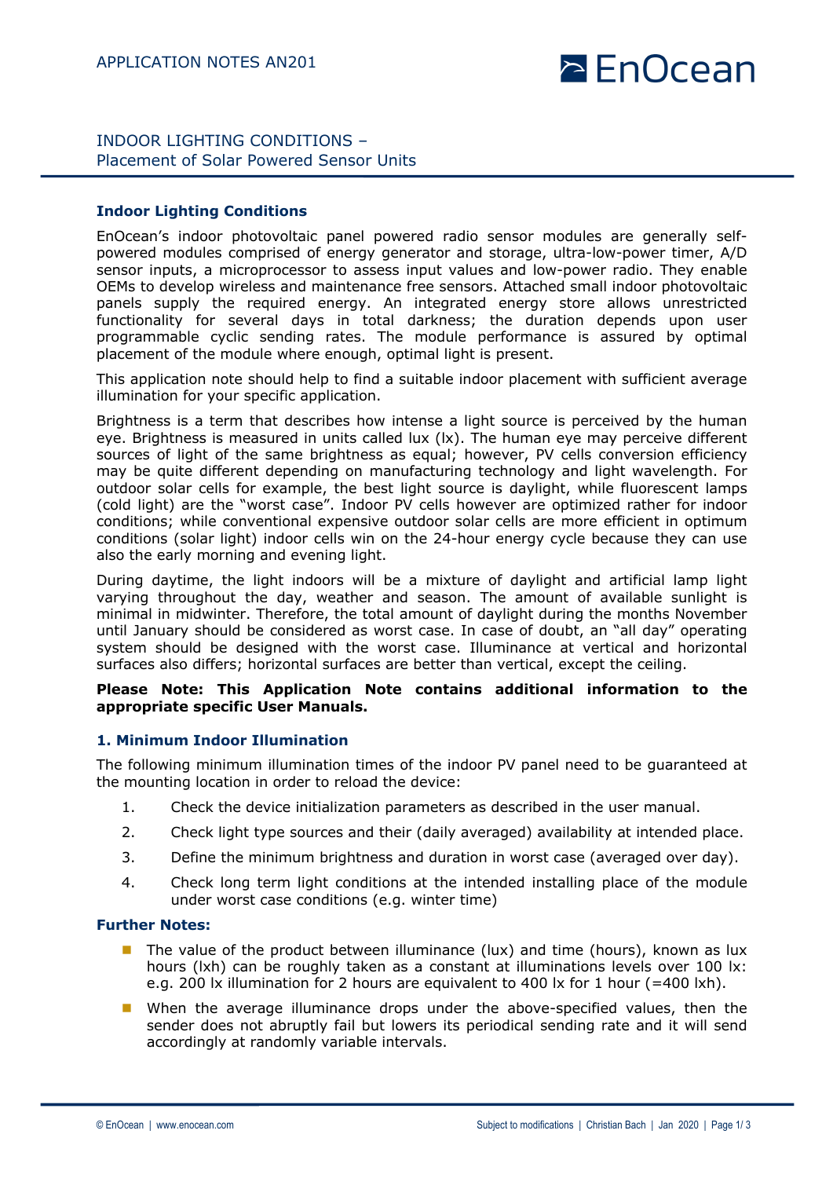APPLICATION NOTES AN201

# INDOOR LIGHTING CONDITIONS – Placement of Solar Powered Sensor Units

## Indoor Lighting Conditions

EnOcean's indoor photovoltaic panel powered radio sensor modules are generally self-powered modules comprised of energy generator and storage, ultra-low-power timer, A/D sensor inputs, a microprocessor to assess input values and low-power radio. They enable OEMs to develop wireless and maintenance free sensors. Attached small indoor photovoltaic panels supply the required energy. An integrated energy store allows unrestricted functionality for several days in total darkness; the duration depends upon user programmable cyclic sending rates. The module performance is assured by optimal placement of the module where enough, optimal light is present.

This application note should help to find a suitable indoor placement with sufficient average illumination for your specific application.

Brightness is a term that describes how intense a light source is perceived by the human eye. Brightness is measured in units called lux (lx). The human eye may perceive different sources of light of the same brightness as equal; however, PV cells conversion efficiency may be quite different depending on manufacturing technology and light wavelength. For outdoor solar cells for example, the best light source is daylight, while fluorescent lamps (cold light) are the "worst case". Indoor PV cells however are optimized rather for indoor conditions; while conventional expensive outdoor solar cells are more efficient in optimum conditions (solar light) indoor cells win on the 24-hour energy cycle because they can use also the early morning and evening light.

During daytime, the light indoors will be a mixture of daylight and artificial lamp light varying throughout the day, weather and season. The amount of available sunlight is minimal in midwinter. Therefore, the total amount of daylight during the months November until January should be considered as worst case. In case of doubt, an "all day" operating system should be designed with the worst case. Illuminance at vertical and horizontal surfaces also differs; horizontal surfaces are better than vertical, except the ceiling.

**Please Note: This Application Note contains additional information to the appropriate specific User Manuals.**

## 1. Minimum Indoor Illumination

The following minimum illumination times of the indoor PV panel need to be guaranteed at the mounting location in order to reload the device:

1. Check the device initialization parameters as described in the user manual.
2. Check light type sources and their (daily averaged) availability at intended place.
3. Define the minimum brightness and duration in worst case (averaged over day).
4. Check long term light conditions at the intended installing place of the module under worst case conditions (e.g. winter time)

### Further Notes:

- The value of the product between illuminance (lux) and time (hours), known as lux hours (lxh) can be roughly taken as a constant at illuminations levels over 100 lx: e.g. 200 lx illumination for 2 hours are equivalent to 400 lx for 1 hour (=400 lxh).
- When the average illuminance drops under the above-specified values, then the sender does not abruptly fail but lowers its periodical sending rate and it will send accordingly at randomly variable intervals.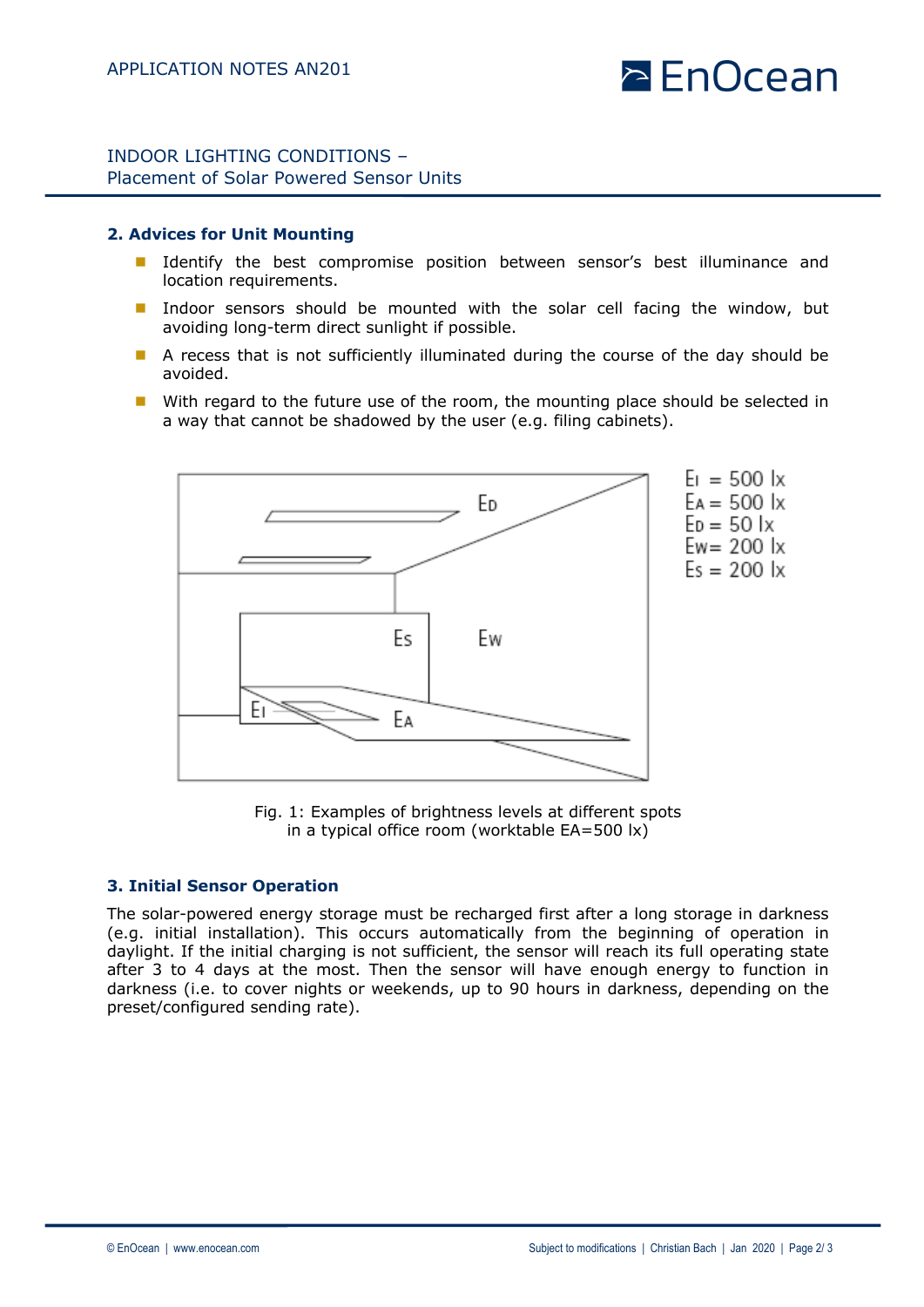## 2. Advices for Unit Mounting

- Identify the best compromise position between sensor's best illuminance and location requirements.
- Indoor sensors should be mounted with the solar cell facing the window, but avoiding long-term direct sunlight if possible.
- A recess that is not sufficiently illuminated during the course of the day should be avoided.
- With regard to the future use of the room, the mounting place should be selected in a way that cannot be shadowed by the user (e.g. filing cabinets).

$E_I$ = 500 lx
$E_A$ = 500 lx
$E_D$ = 50 lx
$E_W$ = 200 lx
$E_S$ = 200 lx

Fig. 1: Examples of brightness levels at different spots in a typical office room (worktable EA=500 lx)

## 3. Initial Sensor Operation

The solar-powered energy storage must be recharged first after a long storage in darkness (e.g. initial installation). This occurs automatically from the beginning of operation in daylight. If the initial charging is not sufficient, the sensor will reach its full operating state after 3 to 4 days at the most. Then the sensor will have enough energy to function in darkness (i.e. to cover nights or weekends, up to 90 hours in darkness, depending on the preset/configured sending rate).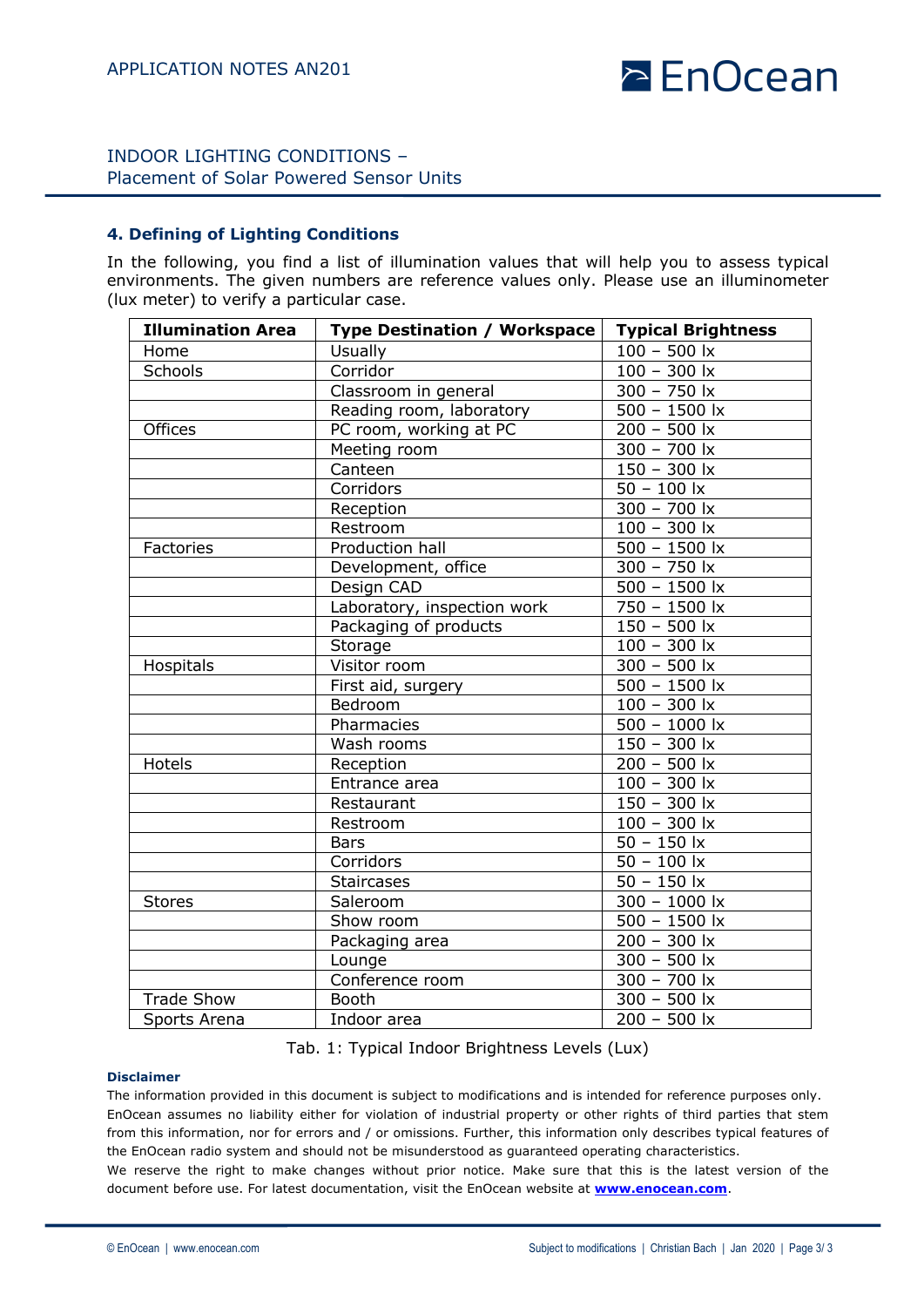## 4. Defining of Lighting Conditions

In the following, you find a list of illumination values that will help you to assess typical environments. The given numbers are reference values only. Please use an illuminometer (lux meter) to verify a particular case.

| Illumination Area | Type Destination / Workspace | Typical Brightness |
|---|---|---|
| Home | Usually | 100 – 500 lx |
| Schools | Corridor | 100 – 300 lx |
| | Classroom in general | 300 – 750 lx |
| | Reading room, laboratory | 500 – 1500 lx |
| Offices | PC room, working at PC | 200 – 500 lx |
| | Meeting room | 300 – 700 lx |
| | Canteen | 150 – 300 lx |
| | Corridors | 50 – 100 lx |
| | Reception | 300 – 700 lx |
| | Restroom | 100 – 300 lx |
| Factories | Production hall | 500 – 1500 lx |
| | Development, office | 300 – 750 lx |
| | Design CAD | 500 – 1500 lx |
| | Laboratory, inspection work | 750 – 1500 lx |
| | Packaging of products | 150 – 500 lx |
| | Storage | 100 – 300 lx |
| Hospitals | Visitor room | 300 – 500 lx |
| | First aid, surgery | 500 – 1500 lx |
| | Bedroom | 100 – 300 lx |
| | Pharmacies | 500 – 1000 lx |
| | Wash rooms | 150 – 300 lx |
| Hotels | Reception | 200 – 500 lx |
| | Entrance area | 100 – 300 lx |
| | Restaurant | 150 – 300 lx |
| | Restroom | 100 – 300 lx |
| | Bars | 50 – 150 lx |
| | Corridors | 50 – 100 lx |
| | Staircases | 50 – 150 lx |
| Stores | Saleroom | 300 – 1000 lx |
| | Show room | 500 – 1500 lx |
| | Packaging area | 200 – 300 lx |
| | Lounge | 300 – 500 lx |
| | Conference room | 300 – 700 lx |
| Trade Show | Booth | 300 – 500 lx |
| Sports Arena | Indoor area | 200 – 500 lx |

Tab. 1: Typical Indoor Brightness Levels (Lux)

**Disclaimer**

The information provided in this document is subject to modifications and is intended for reference purposes only. EnOcean assumes no liability either for violation of industrial property or other rights of third parties that stem from this information, nor for errors and / or omissions. Further, this information only describes typical features of the EnOcean radio system and should not be misunderstood as guaranteed operating characteristics.

We reserve the right to make changes without prior notice. Make sure that this is the latest version of the document before use. For latest documentation, visit the EnOcean website at **www.enocean.com**.